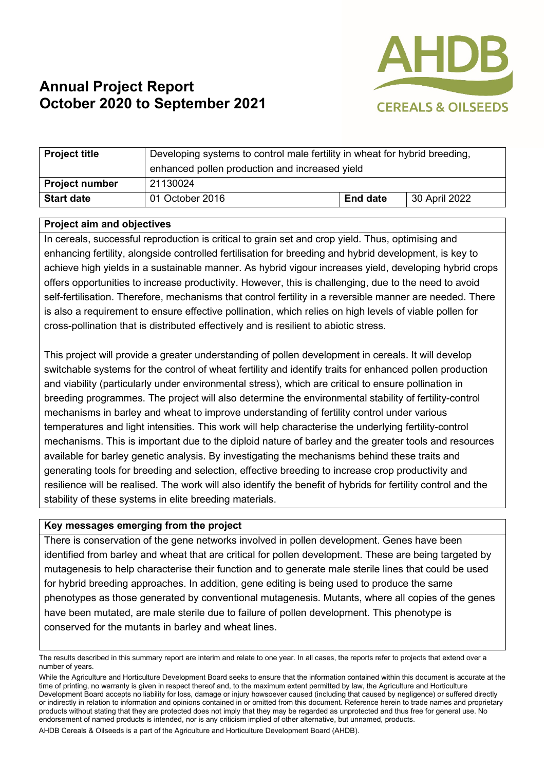# Annual Project Report
# October 2020 to September 2021

AHDB CEREALS & OILSEEDS

| **Project title** | Developing systems to control male fertility in wheat for hybrid breeding, enhanced pollen production and increased yield | | |
|---|---|---|---|
| **Project number** | 21130024 | | |
| **Start date** | 01 October 2016 | **End date** | 30 April 2022 |

**Project aim and objectives**

In cereals, successful reproduction is critical to grain set and crop yield. Thus, optimising and enhancing fertility, alongside controlled fertilisation for breeding and hybrid development, is key to achieve high yields in a sustainable manner. As hybrid vigour increases yield, developing hybrid crops offers opportunities to increase productivity. However, this is challenging, due to the need to avoid self-fertilisation. Therefore, mechanisms that control fertility in a reversible manner are needed. There is also a requirement to ensure effective pollination, which relies on high levels of viable pollen for cross-pollination that is distributed effectively and is resilient to abiotic stress.

This project will provide a greater understanding of pollen development in cereals. It will develop switchable systems for the control of wheat fertility and identify traits for enhanced pollen production and viability (particularly under environmental stress), which are critical to ensure pollination in breeding programmes. The project will also determine the environmental stability of fertility-control mechanisms in barley and wheat to improve understanding of fertility control under various temperatures and light intensities. This work will help characterise the underlying fertility-control mechanisms. This is important due to the diploid nature of barley and the greater tools and resources available for barley genetic analysis. By investigating the mechanisms behind these traits and generating tools for breeding and selection, effective breeding to increase crop productivity and resilience will be realised. The work will also identify the benefit of hybrids for fertility control and the stability of these systems in elite breeding materials.

**Key messages emerging from the project**

There is conservation of the gene networks involved in pollen development. Genes have been identified from barley and wheat that are critical for pollen development. These are being targeted by mutagenesis to help characterise their function and to generate male sterile lines that could be used for hybrid breeding approaches. In addition, gene editing is being used to produce the same phenotypes as those generated by conventional mutagenesis. Mutants, where all copies of the genes have been mutated, are male sterile due to failure of pollen development. This phenotype is conserved for the mutants in barley and wheat lines.

The results described in this summary report are interim and relate to one year. In all cases, the reports refer to projects that extend over a number of years.

While the Agriculture and Horticulture Development Board seeks to ensure that the information contained within this document is accurate at the time of printing, no warranty is given in respect thereof and, to the maximum extent permitted by law, the Agriculture and Horticulture Development Board accepts no liability for loss, damage or injury howsoever caused (including that caused by negligence) or suffered directly or indirectly in relation to information and opinions contained in or omitted from this document. Reference herein to trade names and proprietary products without stating that they are protected does not imply that they may be regarded as unprotected and thus free for general use. No endorsement of named products is intended, nor is any criticism implied of other alternative, but unnamed, products.

AHDB Cereals & Oilseeds is a part of the Agriculture and Horticulture Development Board (AHDB).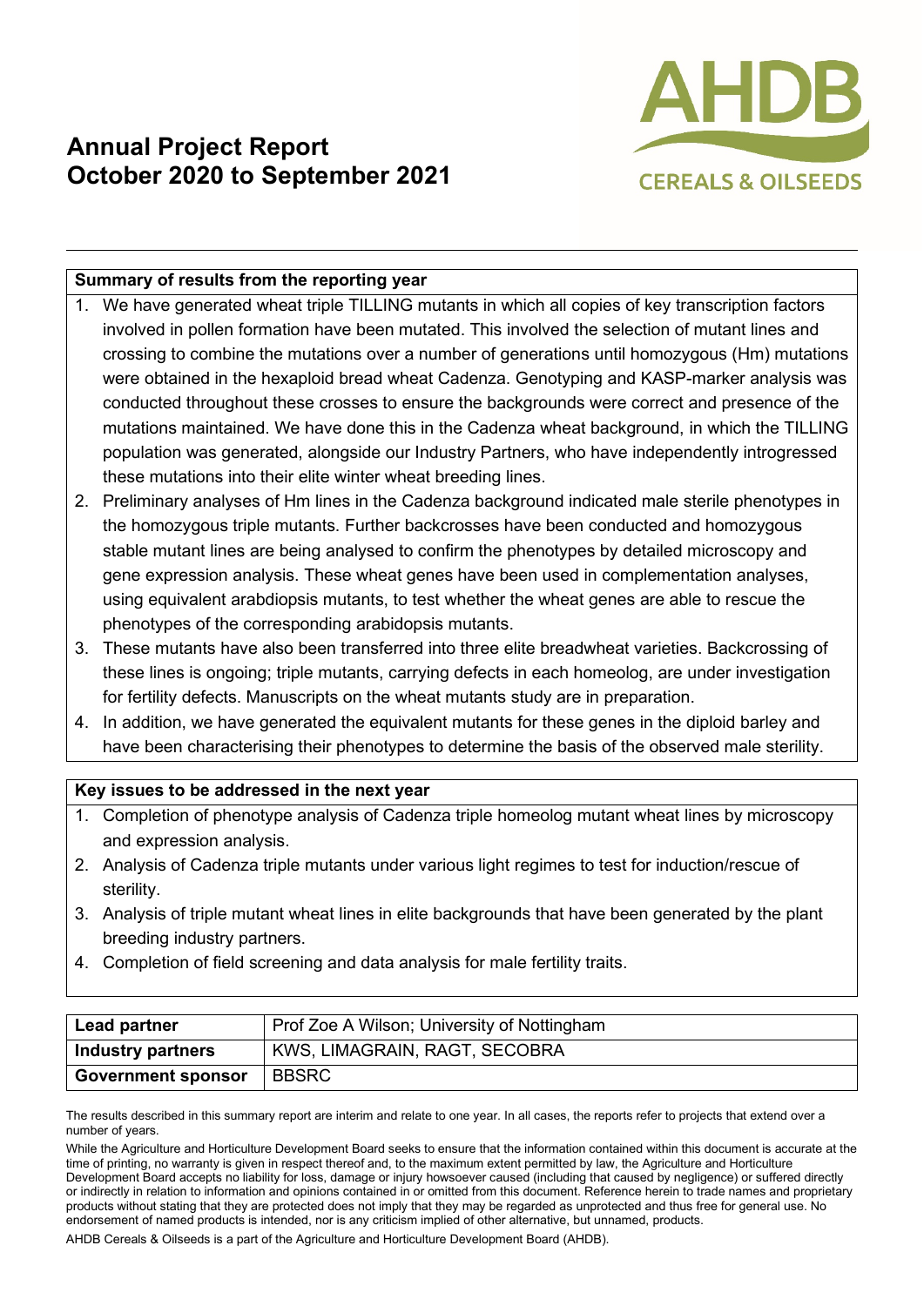# Annual Project Report
# October 2020 to September 2021

AHDB CEREALS & OILSEEDS

**Summary of results from the reporting year**

1. We have generated wheat triple TILLING mutants in which all copies of key transcription factors involved in pollen formation have been mutated. This involved the selection of mutant lines and crossing to combine the mutations over a number of generations until homozygous (Hm) mutations were obtained in the hexaploid bread wheat Cadenza. Genotyping and KASP-marker analysis was conducted throughout these crosses to ensure the backgrounds were correct and presence of the mutations maintained. We have done this in the Cadenza wheat background, in which the TILLING population was generated, alongside our Industry Partners, who have independently introgressed these mutations into their elite winter wheat breeding lines.
2. Preliminary analyses of Hm lines in the Cadenza background indicated male sterile phenotypes in the homozygous triple mutants. Further backcrosses have been conducted and homozygous stable mutant lines are being analysed to confirm the phenotypes by detailed microscopy and gene expression analysis. These wheat genes have been used in complementation analyses, using equivalent arabdiopsis mutants, to test whether the wheat genes are able to rescue the phenotypes of the corresponding arabidopsis mutants.
3. These mutants have also been transferred into three elite breadwheat varieties. Backcrossing of these lines is ongoing; triple mutants, carrying defects in each homeolog, are under investigation for fertility defects. Manuscripts on the wheat mutants study are in preparation.
4. In addition, we have generated the equivalent mutants for these genes in the diploid barley and have been characterising their phenotypes to determine the basis of the observed male sterility.

**Key issues to be addressed in the next year**

1. Completion of phenotype analysis of Cadenza triple homeolog mutant wheat lines by microscopy and expression analysis.
2. Analysis of Cadenza triple mutants under various light regimes to test for induction/rescue of sterility.
3. Analysis of triple mutant wheat lines in elite backgrounds that have been generated by the plant breeding industry partners.
4. Completion of field screening and data analysis for male fertility traits.

| **Lead partner** | Prof Zoe A Wilson; University of Nottingham |
|---|---|
| **Industry partners** | KWS, LIMAGRAIN, RAGT, SECOBRA |
| **Government sponsor** | BBSRC |

The results described in this summary report are interim and relate to one year. In all cases, the reports refer to projects that extend over a number of years.

While the Agriculture and Horticulture Development Board seeks to ensure that the information contained within this document is accurate at the time of printing, no warranty is given in respect thereof and, to the maximum extent permitted by law, the Agriculture and Horticulture Development Board accepts no liability for loss, damage or injury howsoever caused (including that caused by negligence) or suffered directly or indirectly in relation to information and opinions contained in or omitted from this document. Reference herein to trade names and proprietary products without stating that they are protected does not imply that they may be regarded as unprotected and thus free for general use. No endorsement of named products is intended, nor is any criticism implied of other alternative, but unnamed, products.

AHDB Cereals & Oilseeds is a part of the Agriculture and Horticulture Development Board (AHDB).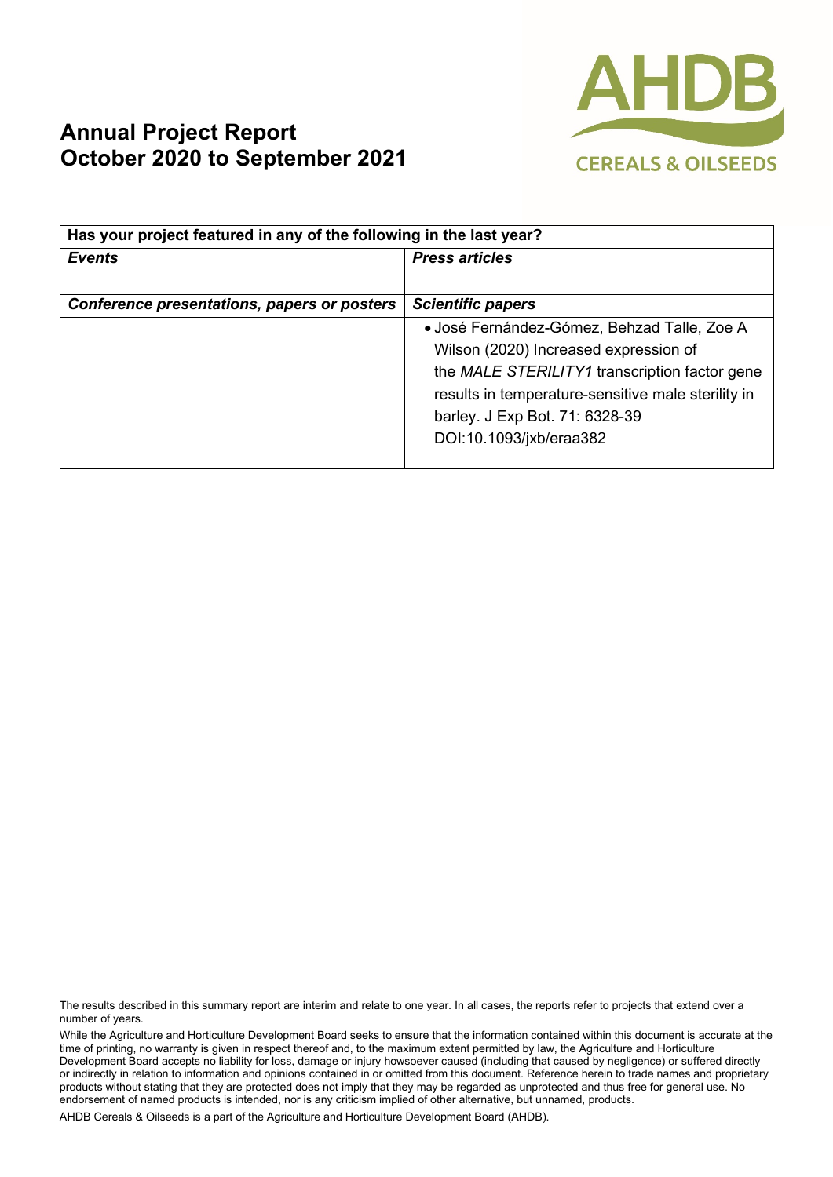# Annual Project Report
# October 2020 to September 2021

| Has your project featured in any of the following in the last year? | |
|---|---|
| ***Events*** | ***Press articles*** |
| | |
| ***Conference presentations, papers or posters*** | ***Scientific papers*** |
| | • José Fernández-Gómez, Behzad Talle, Zoe A Wilson (2020) Increased expression of the *MALE STERILITY1* transcription factor gene results in temperature-sensitive male sterility in barley. J Exp Bot. 71: 6328-39 DOI:10.1093/jxb/eraa382 |

The results described in this summary report are interim and relate to one year. In all cases, the reports refer to projects that extend over a number of years.

While the Agriculture and Horticulture Development Board seeks to ensure that the information contained within this document is accurate at the time of printing, no warranty is given in respect thereof and, to the maximum extent permitted by law, the Agriculture and Horticulture Development Board accepts no liability for loss, damage or injury howsoever caused (including that caused by negligence) or suffered directly or indirectly in relation to information and opinions contained in or omitted from this document. Reference herein to trade names and proprietary products without stating that they are protected does not imply that they may be regarded as unprotected and thus free for general use. No endorsement of named products is intended, nor is any criticism implied of other alternative, but unnamed, products.

AHDB Cereals & Oilseeds is a part of the Agriculture and Horticulture Development Board (AHDB).